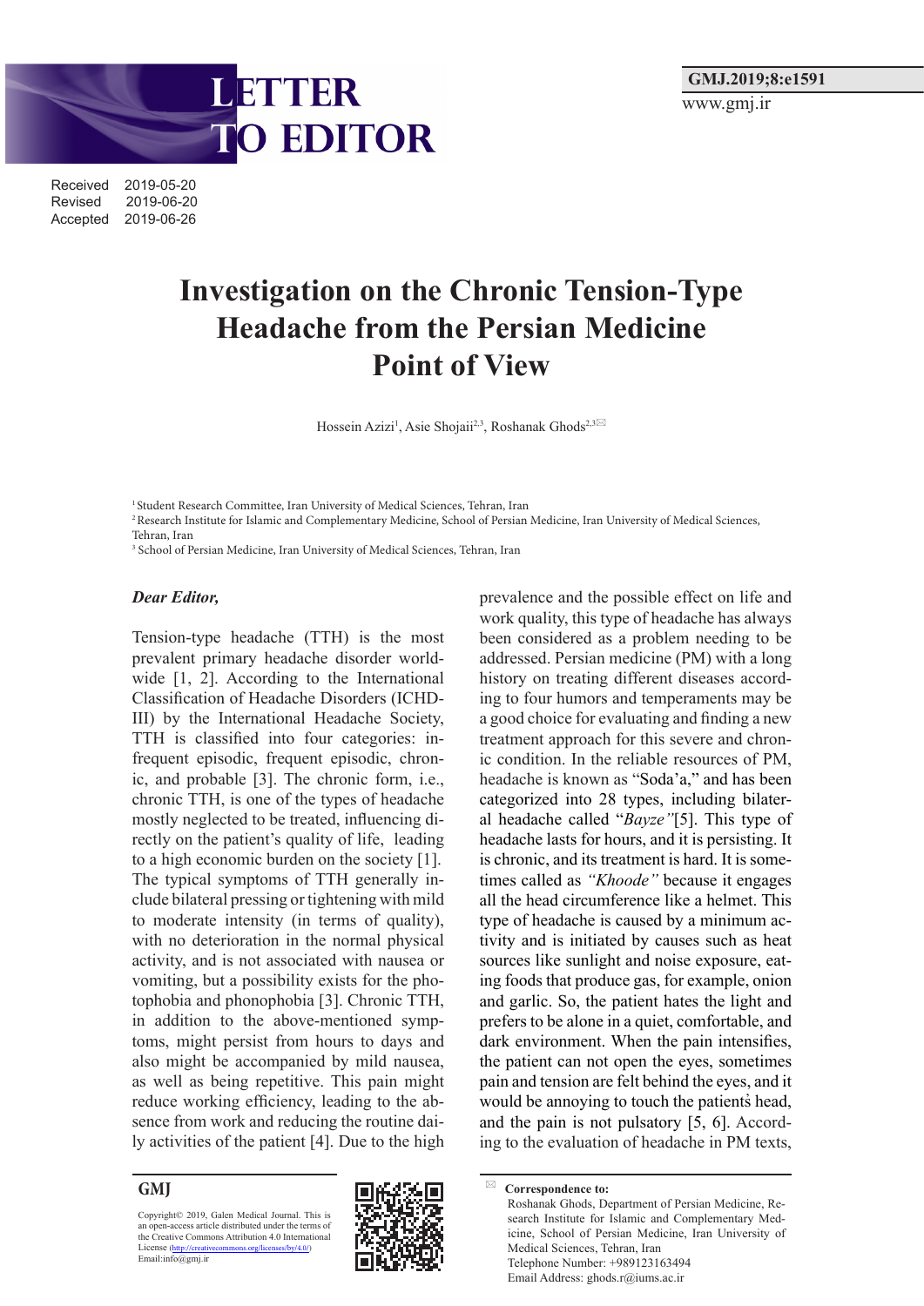# LETTER TO EDITOR

Received 2019-05-20
Revised 2019-06-20
Accepted 2019-06-26

# Investigation on the Chronic Tension-Type Headache from the Persian Medicine Point of View

Hossein Azizi[1], Asie Shojaii[2,3], Roshanak Ghods[2,3]

[1] Student Research Committee, Iran University of Medical Sciences, Tehran, Iran
[2] Research Institute for Islamic and Complementary Medicine, School of Persian Medicine, Iran University of Medical Sciences, Tehran, Iran
[3] School of Persian Medicine, Iran University of Medical Sciences, Tehran, Iran

***Dear Editor,***

Tension-type headache (TTH) is the most prevalent primary headache disorder worldwide [1, 2]. According to the International Classification of Headache Disorders (ICHD-III) by the International Headache Society, TTH is classified into four categories: infrequent episodic, frequent episodic, chronic, and probable [3]. The chronic form, i.e., chronic TTH, is one of the types of headache mostly neglected to be treated, influencing directly on the patient's quality of life, leading to a high economic burden on the society [1]. The typical symptoms of TTH generally include bilateral pressing or tightening with mild to moderate intensity (in terms of quality), with no deterioration in the normal physical activity, and is not associated with nausea or vomiting, but a possibility exists for the photophobia and phonophobia [3]. Chronic TTH, in addition to the above-mentioned symptoms, might persist from hours to days and also might be accompanied by mild nausea, as well as being repetitive. This pain might reduce working efficiency, leading to the absence from work and reducing the routine daily activities of the patient [4]. Due to the high prevalence and the possible effect on life and work quality, this type of headache has always been considered as a problem needing to be addressed. Persian medicine (PM) with a long history on treating different diseases according to four humors and temperaments may be a good choice for evaluating and finding a new treatment approach for this severe and chronic condition. In the reliable resources of PM, headache is known as "Soda'a," and has been categorized into 28 types, including bilateral headache called "*Bayze"*[5]. This type of headache lasts for hours, and it is persisting. It is chronic, and its treatment is hard. It is sometimes called as *"Khoode"* because it engages all the head circumference like a helmet. This type of headache is caused by a minimum activity and is initiated by causes such as heat sources like sunlight and noise exposure, eating foods that produce gas, for example, onion and garlic. So, the patient hates the light and prefers to be alone in a quiet, comfortable, and dark environment. When the pain intensifies, the patient can not open the eyes, sometimes pain and tension are felt behind the eyes, and it would be annoying to touch the patient's head, and the pain is not pulsatory [5, 6]. According to the evaluation of headache in PM texts,

GMJ
Copyright© 2019, Galen Medical Journal. This is an open-access article distributed under the terms of the Creative Commons Attribution 4.0 International License (http://creativecommons.org/licenses/by/4.0/)
Email:info@gmj.ir

**Correspondence to:**
Roshanak Ghods, Department of Persian Medicine, Research Institute for Islamic and Complementary Medicine, School of Persian Medicine, Iran University of Medical Sciences, Tehran, Iran
Telephone Number: +989123163494
Email Address: ghods.r@iums.ac.ir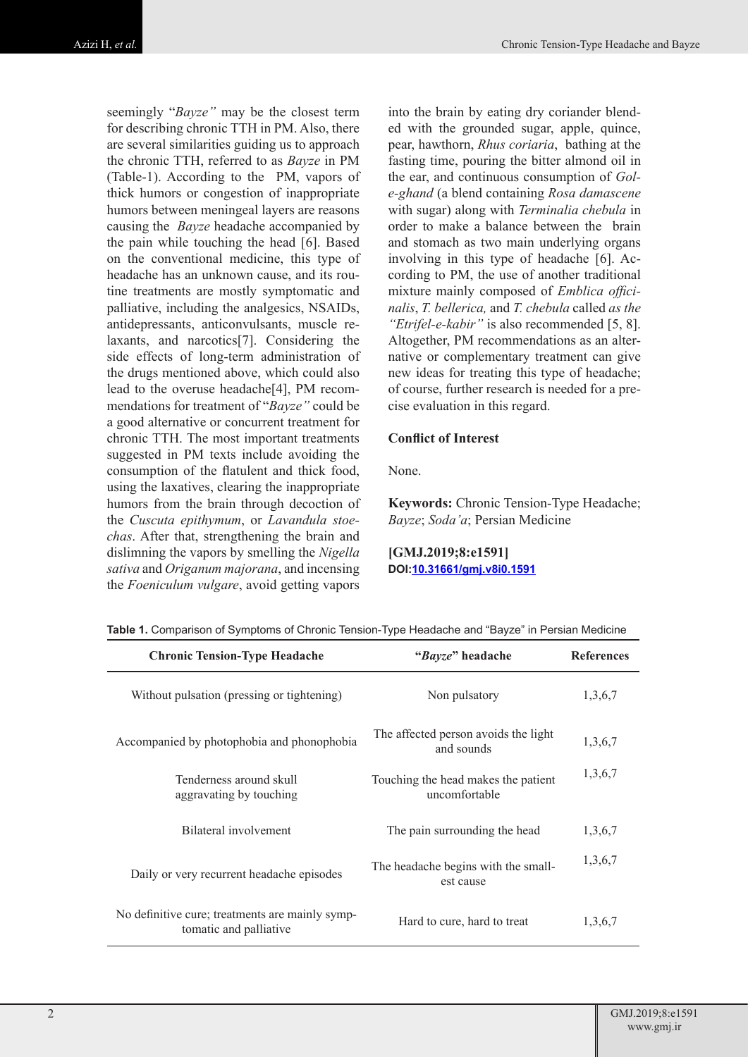seemingly "*Bayze"* may be the closest term for describing chronic TTH in PM. Also, there are several similarities guiding us to approach the chronic TTH, referred to as *Bayze* in PM (Table-1). According to the PM, vapors of thick humors or congestion of inappropriate humors between meningeal layers are reasons causing the *Bayze* headache accompanied by the pain while touching the head [6]. Based on the conventional medicine, this type of headache has an unknown cause, and its routine treatments are mostly symptomatic and palliative, including the analgesics, NSAIDs, antidepressants, anticonvulsants, muscle relaxants, and narcotics[7]. Considering the side effects of long-term administration of the drugs mentioned above, which could also lead to the overuse headache[4], PM recommendations for treatment of "*Bayze"* could be a good alternative or concurrent treatment for chronic TTH. The most important treatments suggested in PM texts include avoiding the consumption of the flatulent and thick food, using the laxatives, clearing the inappropriate humors from the brain through decoction of the *Cuscuta epithymum*, or *Lavandula stoechas*. After that, strengthening the brain and dislimning the vapors by smelling the *Nigella sativa* and *Origanum majorana*, and incensing the *Foeniculum vulgare*, avoid getting vapors into the brain by eating dry coriander blended with the grounded sugar, apple, quince, pear, hawthorn, *Rhus coriaria*, bathing at the fasting time, pouring the bitter almond oil in the ear, and continuous consumption of *Gol-e-ghand* (a blend containing *Rosa damascene* with sugar) along with *Terminalia chebula* in order to make a balance between the brain and stomach as two main underlying organs involving in this type of headache [6]. According to PM, the use of another traditional mixture mainly composed of *Emblica officinalis*, *T. bellerica,* and *T. chebula* called *as the "Etrifel-e-kabir"* is also recommended [5, 8]. Altogether, PM recommendations as an alternative or complementary treatment can give new ideas for treating this type of headache; of course, further research is needed for a precise evaluation in this regard.

**Conflict of Interest**

None.

**Keywords:** Chronic Tension-Type Headache; *Bayze*; *Soda'a*; Persian Medicine

**[GMJ.2019;8:e1591]**
**DOI:10.31661/gmj.v8i0.1591**

**Table 1.** Comparison of Symptoms of Chronic Tension-Type Headache and "Bayze" in Persian Medicine

| Chronic Tension-Type Headache | "*Bayze*" headache | References |
|---|---|---|
| Without pulsation (pressing or tightening) | Non pulsatory | 1,3,6,7 |
| Accompanied by photophobia and phonophobia | The affected person avoids the light and sounds | 1,3,6,7 |
| Tenderness around skull aggravating by touching | Touching the head makes the patient uncomfortable | 1,3,6,7 |
| Bilateral involvement | The pain surrounding the head | 1,3,6,7 |
| Daily or very recurrent headache episodes | The headache begins with the smallest cause | 1,3,6,7 |
| No definitive cure; treatments are mainly symptomatic and palliative | Hard to cure, hard to treat | 1,3,6,7 |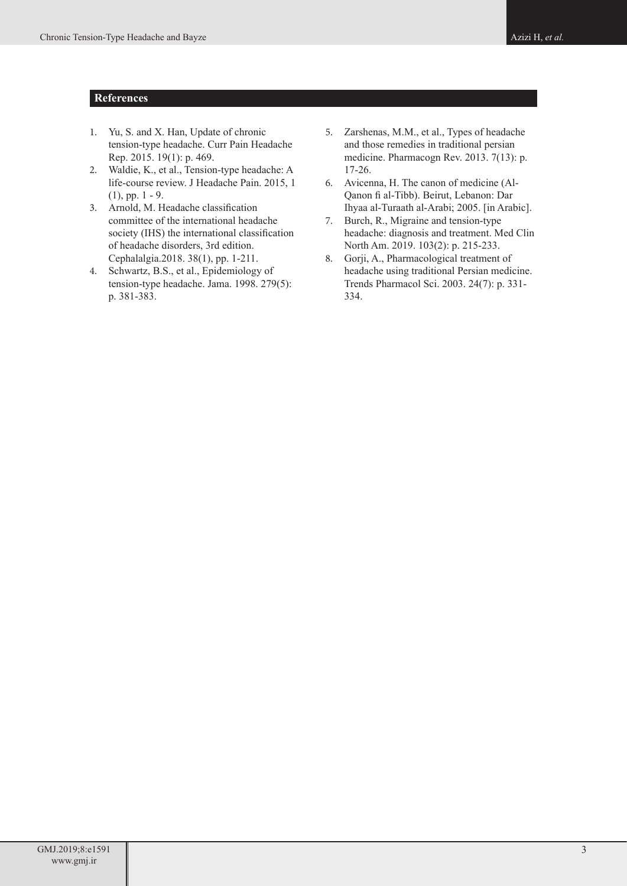## References

1. Yu, S. and X. Han, Update of chronic tension-type headache. Curr Pain Headache Rep. 2015. 19(1): p. 469.
2. Waldie, K., et al., Tension-type headache: A life-course review. J Headache Pain. 2015, 1 (1), pp. 1 - 9.
3. Arnold, M. Headache classification committee of the international headache society (IHS) the international classification of headache disorders, 3rd edition. Cephalalgia.2018. 38(1), pp. 1-211.
4. Schwartz, B.S., et al., Epidemiology of tension-type headache. Jama. 1998. 279(5): p. 381-383.
5. Zarshenas, M.M., et al., Types of headache and those remedies in traditional persian medicine. Pharmacogn Rev. 2013. 7(13): p. 17-26.
6. Avicenna, H. The canon of medicine (Al-Qanon fi al-Tibb). Beirut, Lebanon: Dar Ihyaa al-Turaath al-Arabi; 2005. [in Arabic].
7. Burch, R., Migraine and tension-type headache: diagnosis and treatment. Med Clin North Am. 2019. 103(2): p. 215-233.
8. Gorji, A., Pharmacological treatment of headache using traditional Persian medicine. Trends Pharmacol Sci. 2003. 24(7): p. 331-334.